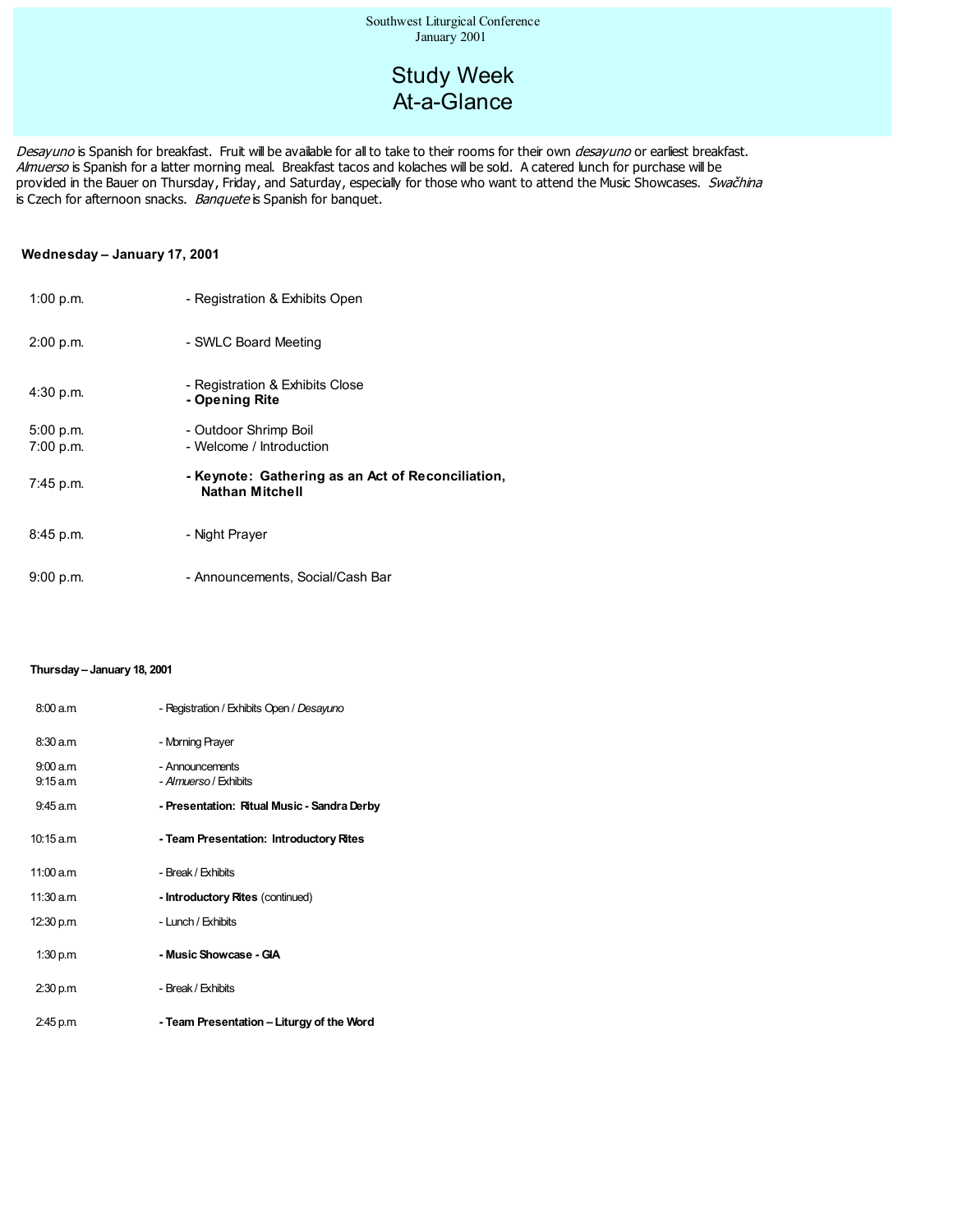Southwest Liturgical Conference
January 2001

# Study Week At-a-Glance

*Desayuno* is Spanish for breakfast. Fruit will be available for all to take to their rooms for their own *desayuno* or earliest breakfast. *Almuerso* is Spanish for a latter morning meal. Breakfast tacos and kolaches will be sold. A catered lunch for purchase will be provided in the Bauer on Thursday, Friday, and Saturday, especially for those who want to attend the Music Showcases. *Swačhina* is Czech for afternoon snacks. *Banquete* is Spanish for banquet.

**Wednesday – January 17, 2001**

| | |
|---|---|
| 1:00 p.m. | - Registration & Exhibits Open |
| 2:00 p.m. | - SWLC Board Meeting |
| 4:30 p.m. | - Registration & Exhibits Close<br>**- Opening Rite** |
| 5:00 p.m. | - Outdoor Shrimp Boil |
| 7:00 p.m. | - Welcome / Introduction |
| 7:45 p.m. | **- Keynote: Gathering as an Act of Reconciliation, Nathan Mitchell** |
| 8:45 p.m. | - Night Prayer |
| 9:00 p.m. | - Announcements, Social/Cash Bar |

**Thursday – January 18, 2001**

| | |
|---|---|
| 8:00 a.m. | - Registration / Exhibits Open / *Desayuno* |
| 8:30 a.m. | - Morning Prayer |
| 9:00 a.m. | - Announcements |
| 9:15 a.m. | - *Almuerso* / Exhibits |
| 9:45 a.m. | **- Presentation: Ritual Music - Sandra Derby** |
| 10:15 a.m. | **- Team Presentation: Introductory Rites** |
| 11:00 a.m. | - Break / Exhibits |
| 11:30 a.m. | **- Introductory Rites** (continued) |
| 12:30 p.m. | - Lunch / Exhibits |
| 1:30 p.m. | **- Music Showcase - GIA** |
| 2:30 p.m. | - Break / Exhibits |
| 2:45 p.m. | **- Team Presentation – Liturgy of the Word** |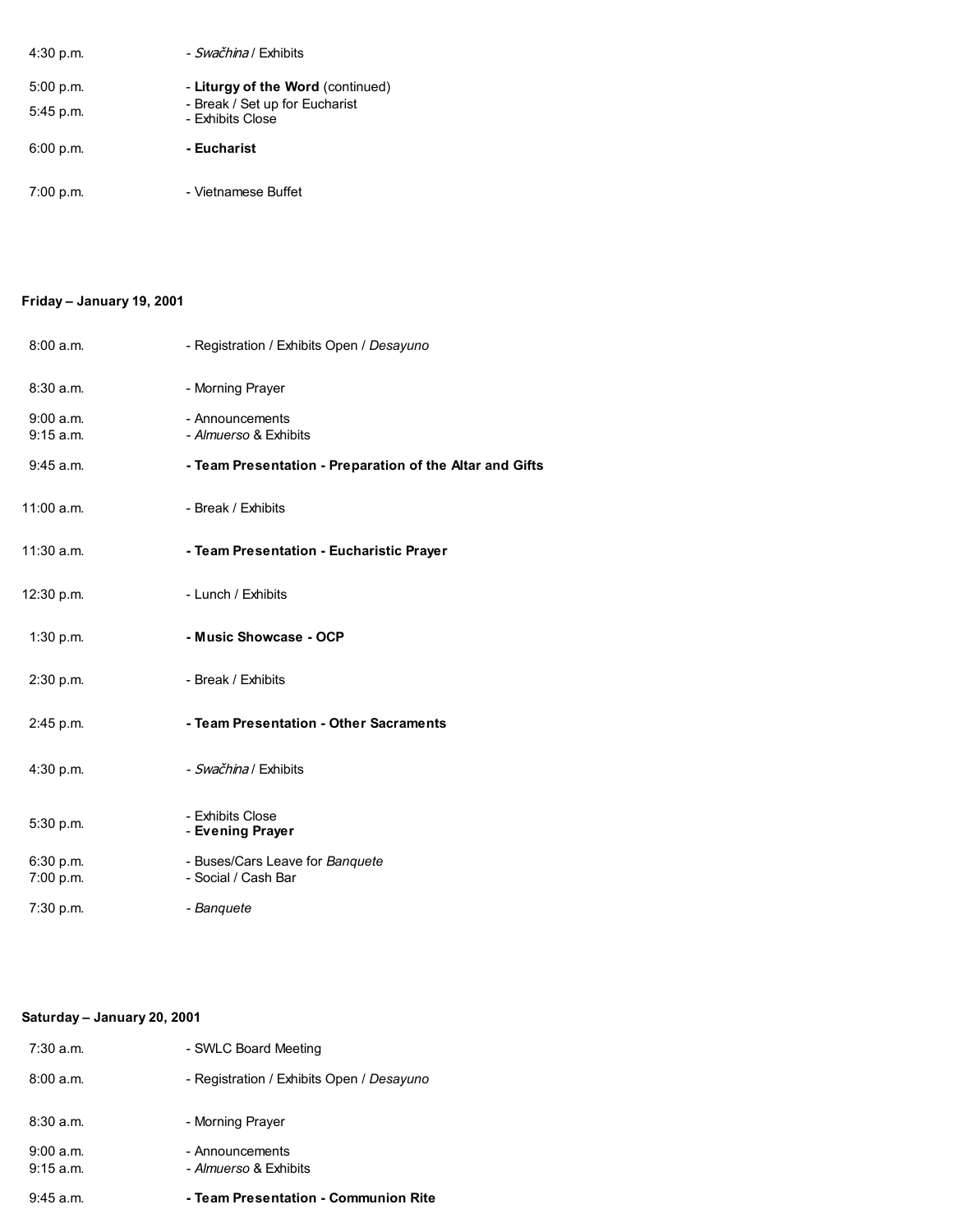| | |
|---|---|
| 4:30 p.m. | - *Swačhina* / Exhibits |
| 5:00 p.m. | - **Liturgy of the Word** (continued) |
| 5:45 p.m. | - Break / Set up for Eucharist<br>- Exhibits Close |
| 6:00 p.m. | **- Eucharist** |
| 7:00 p.m. | - Vietnamese Buffet |

**Friday – January 19, 2001**

| | |
|---|---|
| 8:00 a.m. | - Registration / Exhibits Open / *Desayuno* |
| 8:30 a.m. | - Morning Prayer |
| 9:00 a.m. | - Announcements |
| 9:15 a.m. | - *Almuerso* & Exhibits |
| 9:45 a.m. | **- Team Presentation - Preparation of the Altar and Gifts** |
| 11:00 a.m. | - Break / Exhibits |
| 11:30 a.m. | **- Team Presentation - Eucharistic Prayer** |
| 12:30 p.m. | - Lunch / Exhibits |
| 1:30 p.m. | **- Music Showcase - OCP** |
| 2:30 p.m. | - Break / Exhibits |
| 2:45 p.m. | **- Team Presentation - Other Sacraments** |
| 4:30 p.m. | - *Swačhina* / Exhibits |
| 5:30 p.m. | - Exhibits Close<br>- **Evening Prayer** |
| 6:30 p.m. | - Buses/Cars Leave for *Banquete* |
| 7:00 p.m. | - Social / Cash Bar |
| 7:30 p.m. | - *Banquete* |

**Saturday – January 20, 2001**

| | |
|---|---|
| 7:30 a.m. | - SWLC Board Meeting |
| 8:00 a.m. | - Registration / Exhibits Open / *Desayuno* |
| 8:30 a.m. | - Morning Prayer |
| 9:00 a.m. | - Announcements |
| 9:15 a.m. | - *Almuerso* & Exhibits |
| 9:45 a.m. | **- Team Presentation - Communion Rite** |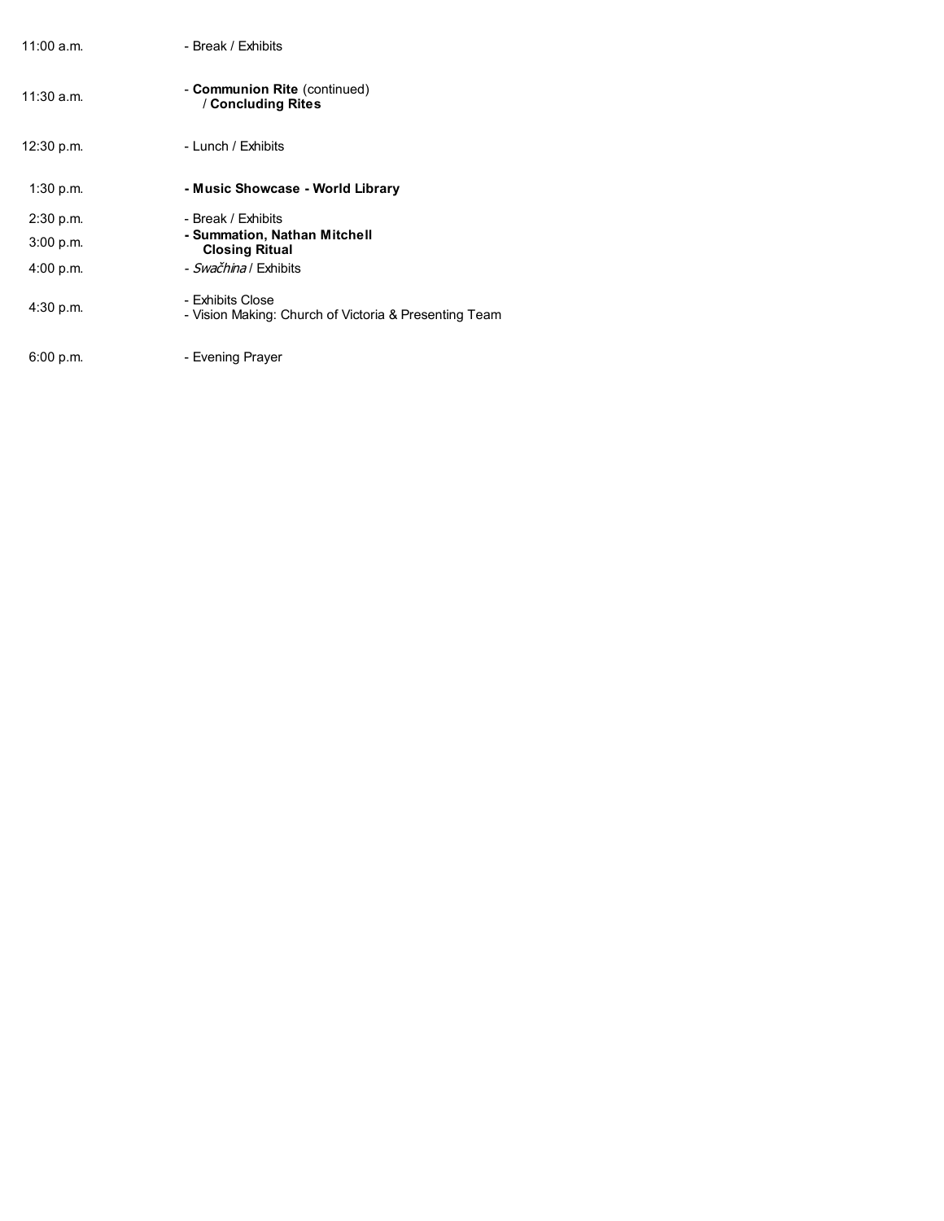| | |
|---|---|
| 11:00 a.m. | - Break / Exhibits |
| 11:30 a.m. | - **Communion Rite** (continued) / **Concluding Rites** |
| 12:30 p.m. | - Lunch / Exhibits |
| 1:30 p.m. | **- Music Showcase - World Library** |
| 2:30 p.m. | - Break / Exhibits |
| 3:00 p.m. | **- Summation, Nathan Mitchell**<br>**Closing Ritual** |
| 4:00 p.m. | - *Swačhina* / Exhibits |
| 4:30 p.m. | - Exhibits Close<br>- Vision Making: Church of Victoria & Presenting Team |
| 6:00 p.m. | - Evening Prayer |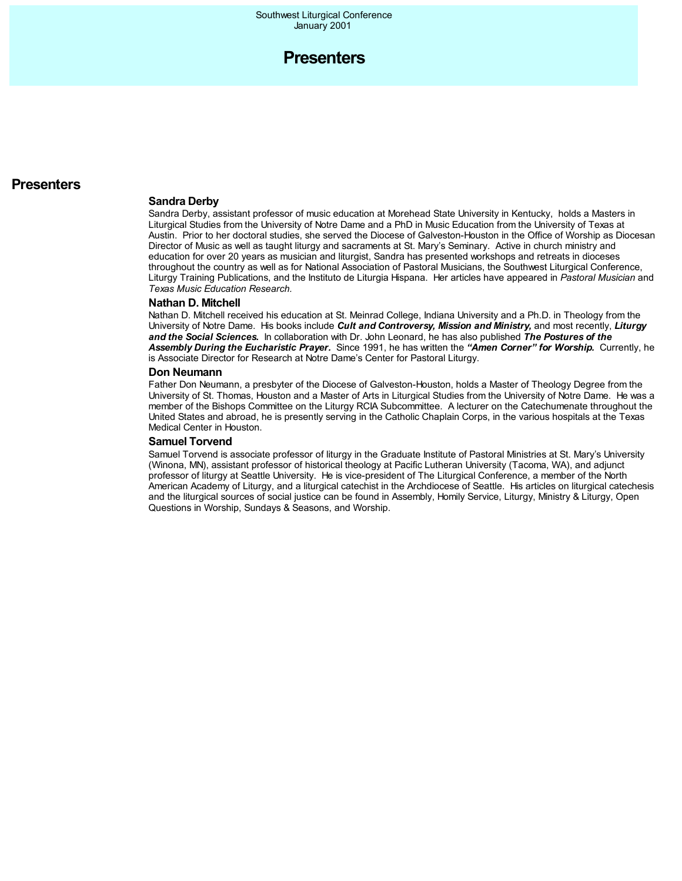# Presenters

## Presenters

### Sandra Derby

Sandra Derby, assistant professor of music education at Morehead State University in Kentucky, holds a Masters in Liturgical Studies from the University of Notre Dame and a PhD in Music Education from the University of Texas at Austin. Prior to her doctoral studies, she served the Diocese of Galveston-Houston in the Office of Worship as Diocesan Director of Music as well as taught liturgy and sacraments at St. Mary's Seminary. Active in church ministry and education for over 20 years as musician and liturgist, Sandra has presented workshops and retreats in dioceses throughout the country as well as for National Association of Pastoral Musicians, the Southwest Liturgical Conference, Liturgy Training Publications, and the Instituto de Liturgia Hispana. Her articles have appeared in *Pastoral Musician* and *Texas Music Education Research.*

### Nathan D. Mitchell

Nathan D. Mitchell received his education at St. Meinrad College, Indiana University and a Ph.D. in Theology from the University of Notre Dame. His books include ***Cult and Controversy, Mission and Ministry,*** and most recently, ***Liturgy and the Social Sciences.*** In collaboration with Dr. John Leonard, he has also published ***The Postures of the Assembly During the Eucharistic Prayer.*** Since 1991, he has written the ***"Amen Corner" for Worship.*** Currently, he is Associate Director for Research at Notre Dame's Center for Pastoral Liturgy.

### Don Neumann

Father Don Neumann, a presbyter of the Diocese of Galveston-Houston, holds a Master of Theology Degree from the University of St. Thomas, Houston and a Master of Arts in Liturgical Studies from the University of Notre Dame. He was a member of the Bishops Committee on the Liturgy RCIA Subcommittee. A lecturer on the Catechumenate throughout the United States and abroad, he is presently serving in the Catholic Chaplain Corps, in the various hospitals at the Texas Medical Center in Houston.

### Samuel Torvend

Samuel Torvend is associate professor of liturgy in the Graduate Institute of Pastoral Ministries at St. Mary's University (Winona, MN), assistant professor of historical theology at Pacific Lutheran University (Tacoma, WA), and adjunct professor of liturgy at Seattle University. He is vice-president of The Liturgical Conference, a member of the North American Academy of Liturgy, and a liturgical catechist in the Archdiocese of Seattle. His articles on liturgical catechesis and the liturgical sources of social justice can be found in Assembly, Homily Service, Liturgy, Ministry & Liturgy, Open Questions in Worship, Sundays & Seasons, and Worship.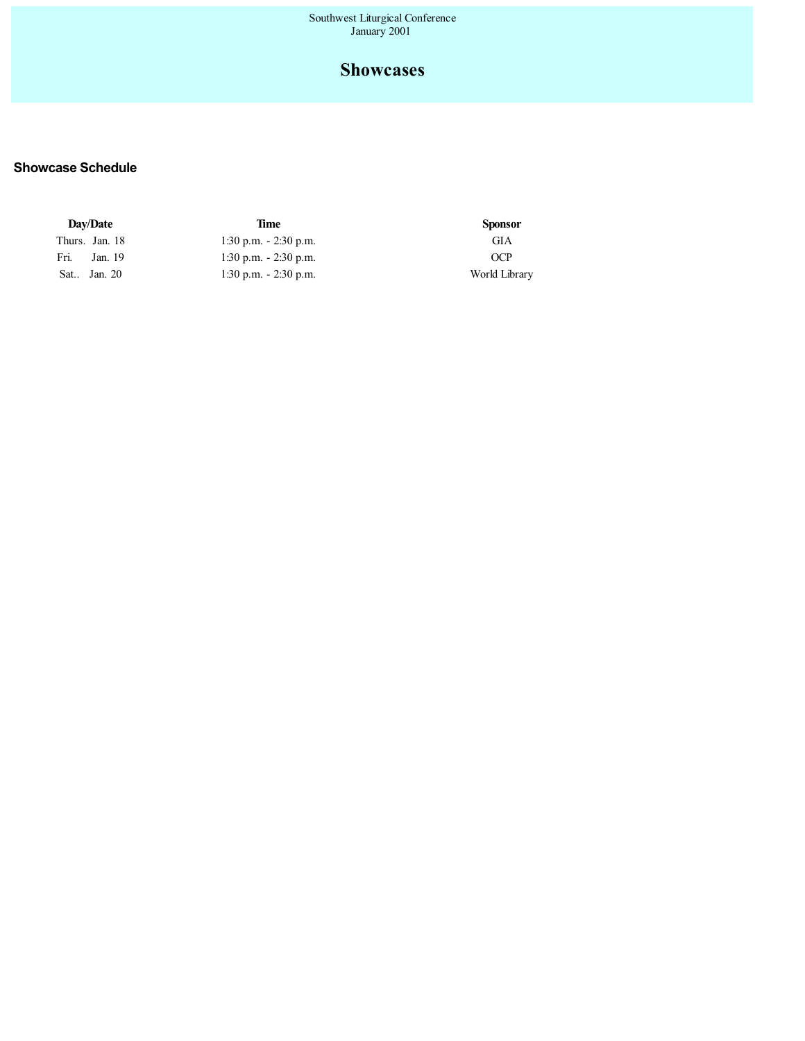Southwest Liturgical Conference
January 2001

# Showcases

## Showcase Schedule

| Day/Date | Time | Sponsor |
| --- | --- | --- |
| Thurs. Jan. 18 | 1:30 p.m. - 2:30 p.m. | GIA |
| Fri. Jan. 19 | 1:30 p.m. - 2:30 p.m. | OCP |
| Sat.. Jan. 20 | 1:30 p.m. - 2:30 p.m. | World Library |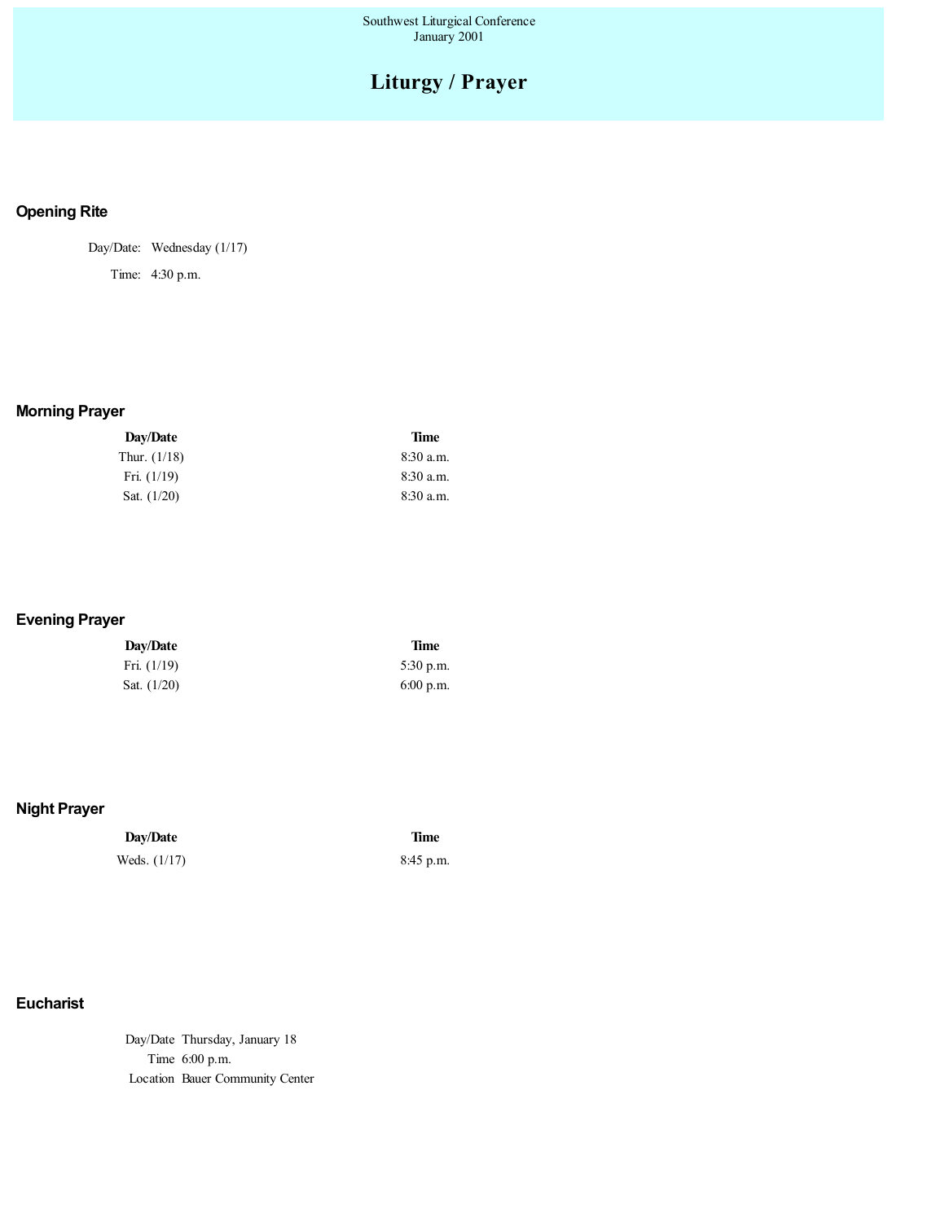Southwest Liturgical Conference
January 2001

# Liturgy / Prayer

## Opening Rite

Day/Date: Wednesday (1/17)

Time: 4:30 p.m.

## Morning Prayer

| Day/Date | Time |
|---|---|
| Thur. (1/18) | 8:30 a.m. |
| Fri. (1/19) | 8:30 a.m. |
| Sat. (1/20) | 8:30 a.m. |

## Evening Prayer

| Day/Date | Time |
|---|---|
| Fri. (1/19) | 5:30 p.m. |
| Sat. (1/20) | 6:00 p.m. |

## Night Prayer

| Day/Date | Time |
|---|---|
| Weds. (1/17) | 8:45 p.m. |

## Eucharist

Day/Date Thursday, January 18

Time 6:00 p.m.

Location Bauer Community Center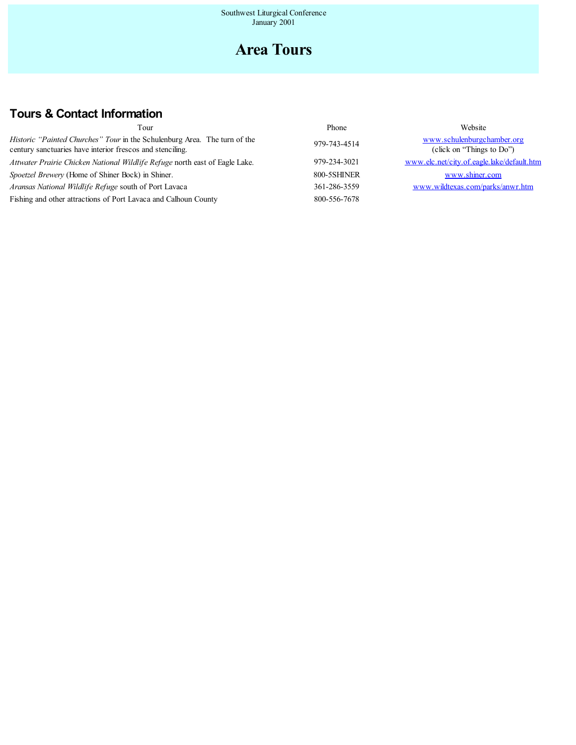Southwest Liturgical Conference
January 2001

# Area Tours

## Tours & Contact Information

| Tour | Phone | Website |
|---|---|---|
| *Historic "Painted Churches" Tour* in the Schulenburg Area. The turn of the century sanctuaries have interior frescos and stenciling. | 979-743-4514 | www.schulenburgchamber.org (click on "Things to Do") |
| *Attwater Prairie Chicken National Wildlife Refuge* north east of Eagle Lake. | 979-234-3021 | www.elc.net/city.of.eagle.lake/default.htm |
| *Spoetzel Brewery* (Home of Shiner Bock) in Shiner. | 800-5SHINER | www.shiner.com |
| *Aransas National Wildlife Refuge* south of Port Lavaca | 361-286-3559 | www.wildtexas.com/parks/anwr.htm |
| Fishing and other attractions of Port Lavaca and Calhoun County | 800-556-7678 | |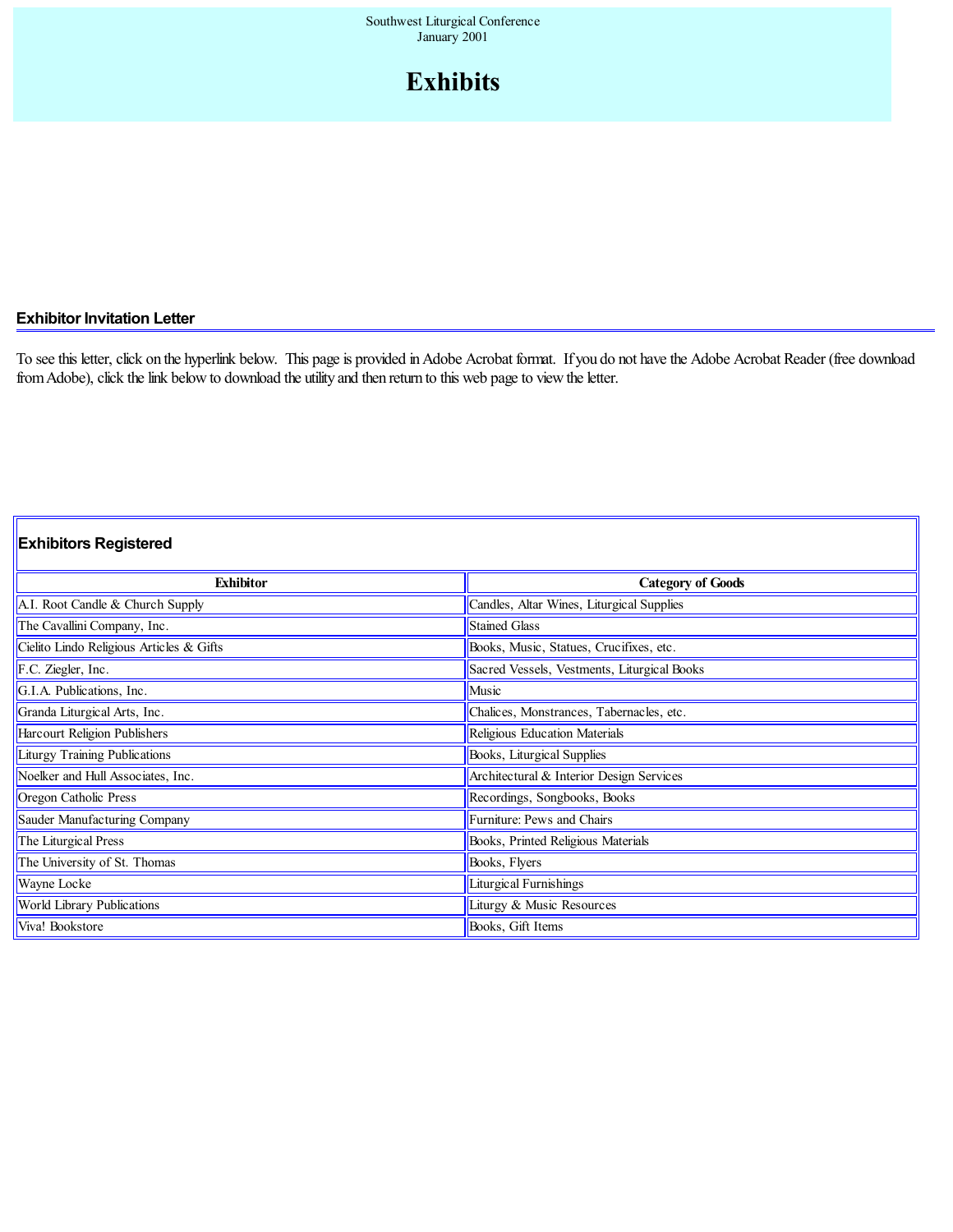Southwest Liturgical Conference
January 2001

# Exhibits

## Exhibitor Invitation Letter

To see this letter, click on the hyperlink below. This page is provided in Adobe Acrobat format. If you do not have the Adobe Acrobat Reader (free download from Adobe), click the link below to download the utility and then return to this web page to view the letter.

## Exhibitors Registered

| Exhibitor | Category of Goods |
|---|---|
| A.I. Root Candle & Church Supply | Candles, Altar Wines, Liturgical Supplies |
| The Cavallini Company, Inc. | Stained Glass |
| Cielito Lindo Religious Articles & Gifts | Books, Music, Statues, Crucifixes, etc. |
| F.C. Ziegler, Inc. | Sacred Vessels, Vestments, Liturgical Books |
| G.I.A. Publications, Inc. | Music |
| Granda Liturgical Arts, Inc. | Chalices, Monstrances, Tabernacles, etc. |
| Harcourt Religion Publishers | Religious Education Materials |
| Liturgy Training Publications | Books, Liturgical Supplies |
| Noelker and Hull Associates, Inc. | Architectural & Interior Design Services |
| Oregon Catholic Press | Recordings, Songbooks, Books |
| Sauder Manufacturing Company | Furniture: Pews and Chairs |
| The Liturgical Press | Books, Printed Religious Materials |
| The University of St. Thomas | Books, Flyers |
| Wayne Locke | Liturgical Furnishings |
| World Library Publications | Liturgy & Music Resources |
| Viva! Bookstore | Books, Gift Items |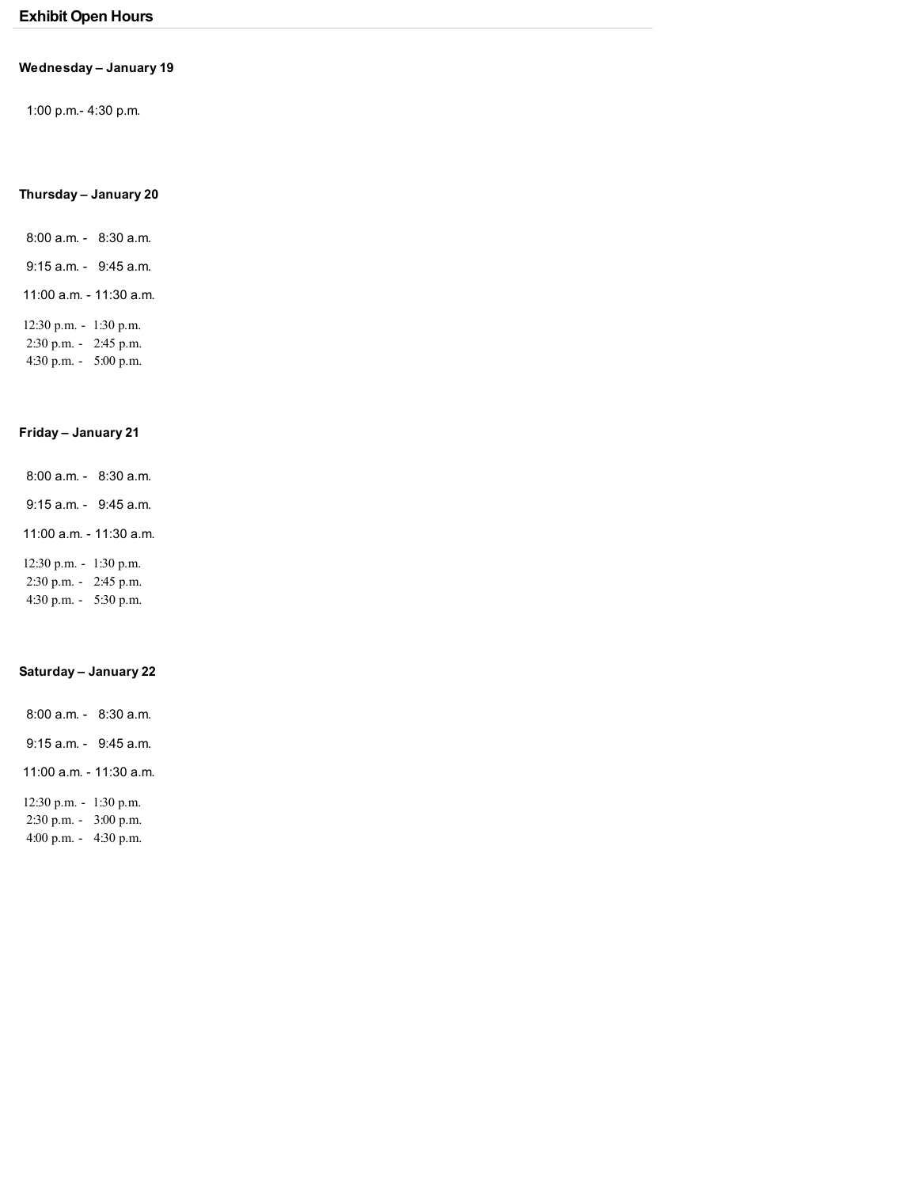## Exhibit Open Hours

**Wednesday – January 19**

1:00 p.m.- 4:30 p.m.

**Thursday – January 20**

8:00 a.m. - 8:30 a.m.

9:15 a.m. - 9:45 a.m.

11:00 a.m. - 11:30 a.m.

12:30 p.m. - 1:30 p.m.
2:30 p.m. - 2:45 p.m.
4:30 p.m. - 5:00 p.m.

**Friday – January 21**

8:00 a.m. - 8:30 a.m.

9:15 a.m. - 9:45 a.m.

11:00 a.m. - 11:30 a.m.

12:30 p.m. - 1:30 p.m.
2:30 p.m. - 2:45 p.m.
4:30 p.m. - 5:30 p.m.

**Saturday – January 22**

8:00 a.m. - 8:30 a.m.

9:15 a.m. - 9:45 a.m.

11:00 a.m. - 11:30 a.m.

12:30 p.m. - 1:30 p.m.
2:30 p.m. - 3:00 p.m.
4:00 p.m. - 4:30 p.m.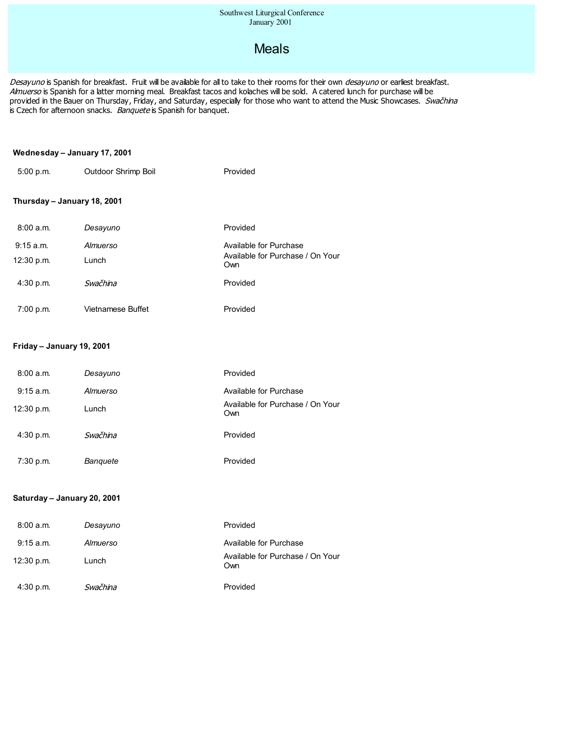Southwest Liturgical Conference
January 2001

# Meals

*Desayuno* is Spanish for breakfast. Fruit will be available for all to take to their rooms for their own *desayuno* or earliest breakfast. *Almuerso* is Spanish for a latter morning meal. Breakfast tacos and kolaches will be sold. A catered lunch for purchase will be provided in the Bauer on Thursday, Friday, and Saturday, especially for those who want to attend the Music Showcases. *Swačhina* is Czech for afternoon snacks. *Banquete* is Spanish for banquet.

**Wednesday – January 17, 2001**

| | | |
|---|---|---|
| 5:00 p.m. | Outdoor Shrimp Boil | Provided |

**Thursday – January 18, 2001**

| | | |
|---|---|---|
| 8:00 a.m. | *Desayuno* | Provided |
| 9:15 a.m. | *Almuerso* | Available for Purchase |
| 12:30 p.m. | Lunch | Available for Purchase / On Your Own |
| 4:30 p.m. | *Swačhina* | Provided |
| 7:00 p.m. | Vietnamese Buffet | Provided |

**Friday – January 19, 2001**

| | | |
|---|---|---|
| 8:00 a.m. | *Desayuno* | Provided |
| 9:15 a.m. | *Almuerso* | Available for Purchase |
| 12:30 p.m. | Lunch | Available for Purchase / On Your Own |
| 4:30 p.m. | *Swačhina* | Provided |
| 7:30 p.m. | *Banquete* | Provided |

**Saturday – January 20, 2001**

| | | |
|---|---|---|
| 8:00 a.m. | *Desayuno* | Provided |
| 9:15 a.m. | *Almuerso* | Available for Purchase |
| 12:30 p.m. | Lunch | Available for Purchase / On Your Own |
| 4:30 p.m. | *Swačhina* | Provided |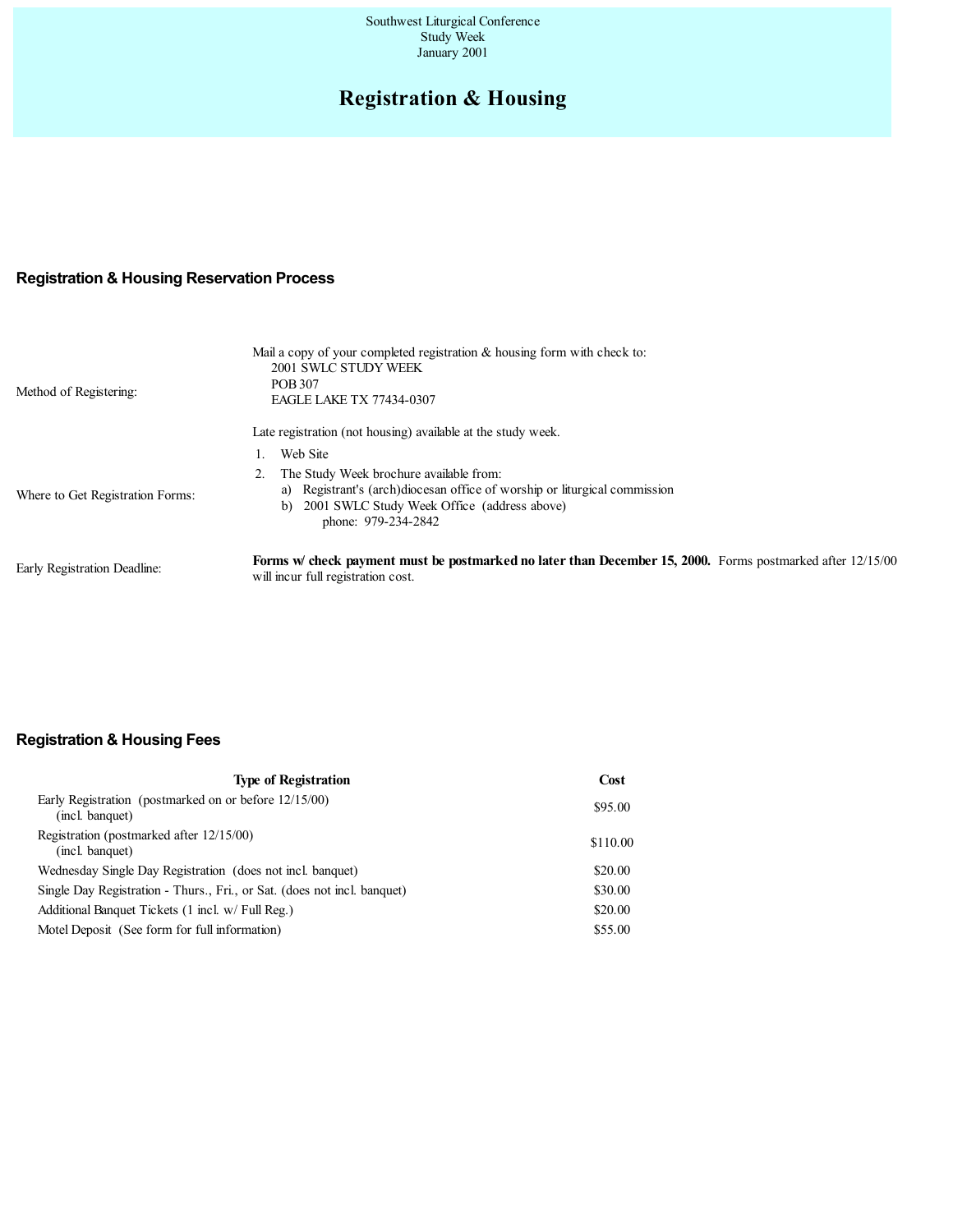Southwest Liturgical Conference
Study Week
January 2001

# Registration & Housing

## Registration & Housing Reservation Process

**Method of Registering:**

Mail a copy of your completed registration & housing form with check to:
2001 SWLC STUDY WEEK
POB 307
EAGLE LAKE TX 77434-0307

Late registration (not housing) available at the study week.

**Where to Get Registration Forms:**

1. Web Site
2. The Study Week brochure available from:
   a) Registrant's (arch)diocesan office of worship or liturgical commission
   b) 2001 SWLC Study Week Office (address above)
      phone: 979-234-2842

**Early Registration Deadline:**

**Forms w/ check payment must be postmarked no later than December 15, 2000.** Forms postmarked after 12/15/00 will incur full registration cost.

## Registration & Housing Fees

| Type of Registration | Cost |
|---|---|
| Early Registration (postmarked on or before 12/15/00) (incl. banquet) | $95.00 |
| Registration (postmarked after 12/15/00) (incl. banquet) | $110.00 |
| Wednesday Single Day Registration (does not incl. banquet) | $20.00 |
| Single Day Registration - Thurs., Fri., or Sat. (does not incl. banquet) | $30.00 |
| Additional Banquet Tickets (1 incl. w/ Full Reg.) | $20.00 |
| Motel Deposit (See form for full information) | $55.00 |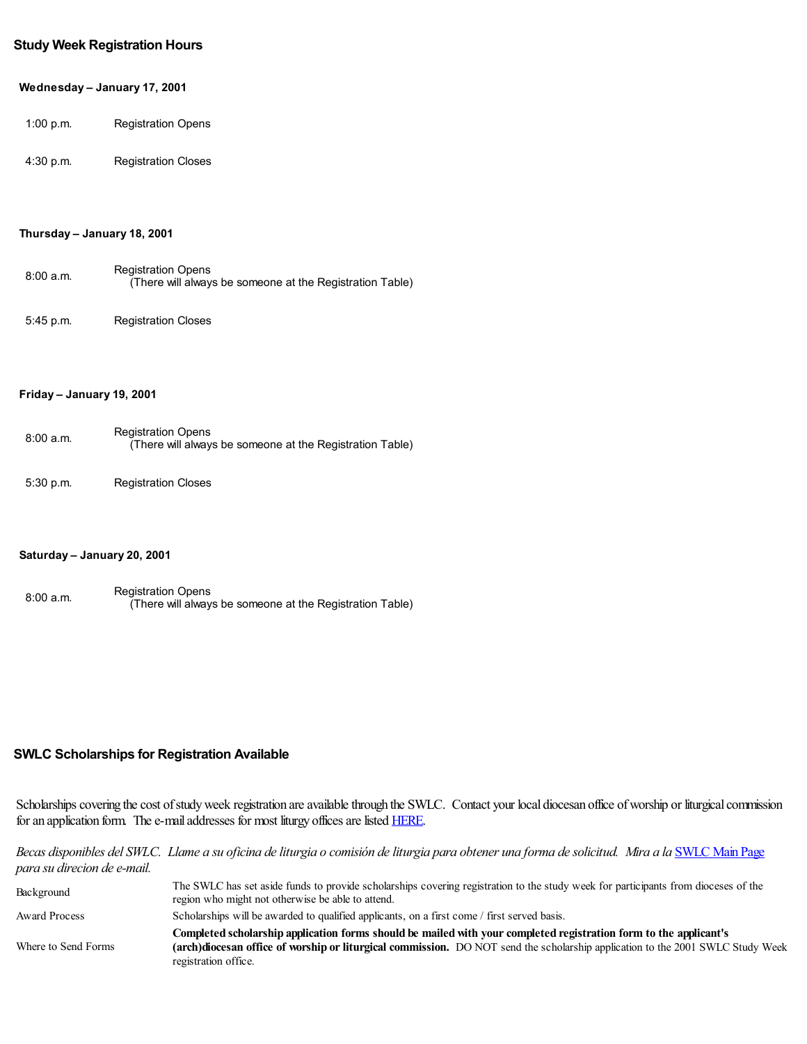## Study Week Registration Hours

### Wednesday – January 17, 2001

| | |
|---|---|
| 1:00 p.m. | Registration Opens |
| 4:30 p.m. | Registration Closes |

### Thursday – January 18, 2001

| | |
|---|---|
| 8:00 a.m. | Registration Opens (There will always be someone at the Registration Table) |
| 5:45 p.m. | Registration Closes |

### Friday – January 19, 2001

| | |
|---|---|
| 8:00 a.m. | Registration Opens (There will always be someone at the Registration Table) |
| 5:30 p.m. | Registration Closes |

### Saturday – January 20, 2001

| | |
|---|---|
| 8:00 a.m. | Registration Opens (There will always be someone at the Registration Table) |

## SWLC Scholarships for Registration Available

Scholarships covering the cost of study week registration are available through the SWLC. Contact your local diocesan office of worship or liturgical commission for an application form. The e-mail addresses for most liturgy offices are listed HERE.

*Becas disponibles del SWLC. Llame a su oficina de liturgia o comisión de liturgia para obtener una forma de solicitud. Mira a la* SWLC Main Page *para su direcion de e-mail.*

| | |
|---|---|
| Background | The SWLC has set aside funds to provide scholarships covering registration to the study week for participants from dioceses of the region who might not otherwise be able to attend. |
| Award Process | Scholarships will be awarded to qualified applicants, on a first come / first served basis. |
| Where to Send Forms | **Completed scholarship application forms should be mailed with your completed registration form to the applicant's (arch)diocesan office of worship or liturgical commission.** DO NOT send the scholarship application to the 2001 SWLC Study Week registration office. |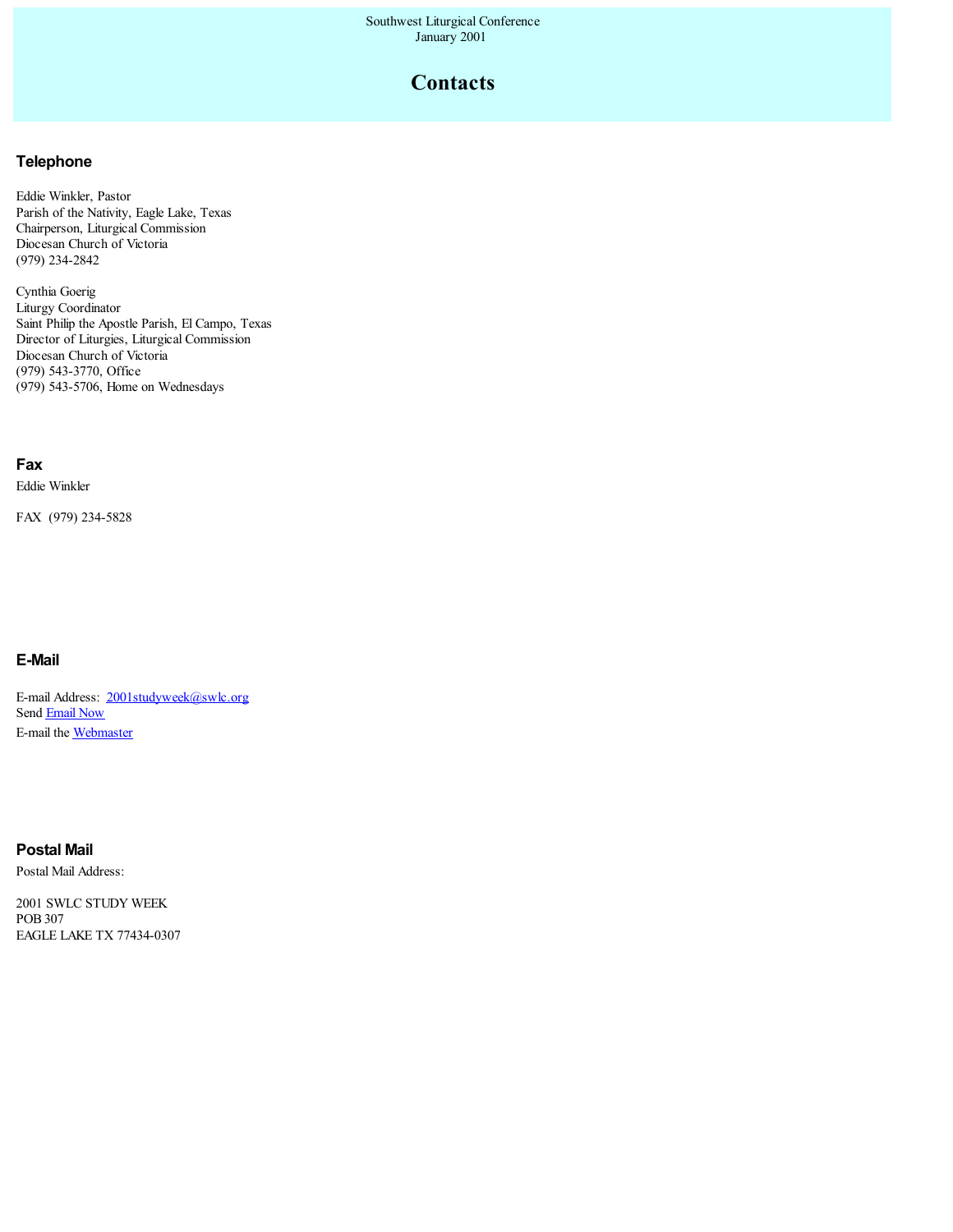Southwest Liturgical Conference
January 2001

# Contacts

### Telephone

Eddie Winkler, Pastor
Parish of the Nativity, Eagle Lake, Texas
Chairperson, Liturgical Commission
Diocesan Church of Victoria
(979) 234-2842

Cynthia Goerig
Liturgy Coordinator
Saint Philip the Apostle Parish, El Campo, Texas
Director of Liturgies, Liturgical Commission
Diocesan Church of Victoria
(979) 543-3770, Office
(979) 543-5706, Home on Wednesdays

### Fax

Eddie Winkler

FAX (979) 234-5828

### E-Mail

E-mail Address: 2001studyweek@swlc.org
Send Email Now
E-mail the Webmaster

### Postal Mail

Postal Mail Address:

2001 SWLC STUDY WEEK
POB 307
EAGLE LAKE TX 77434-0307